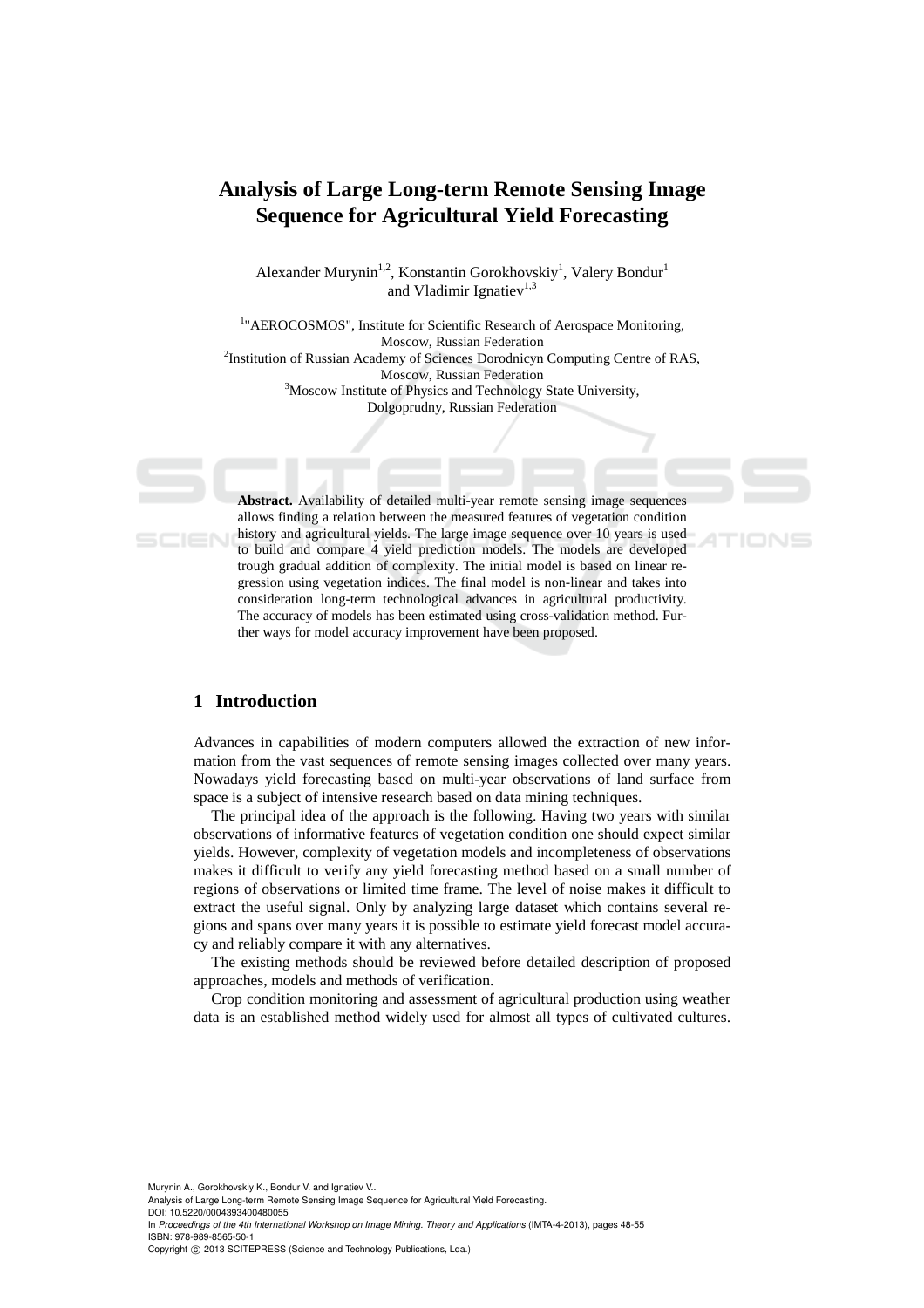# Analysis of Large Long-term Remote Sensing Image Sequence for Agricultural Yield Forecasting

Alexander Murynin[1,2], Konstantin Gorokhovskiy[1], Valery Bondur[1] and Vladimir Ignatiev[1,3]

[1]"AEROCOSMOS", Institute for Scientific Research of Aerospace Monitoring, Moscow, Russian Federation
[2]Institution of Russian Academy of Sciences Dorodnicyn Computing Centre of RAS, Moscow, Russian Federation
[3]Moscow Institute of Physics and Technology State University, Dolgoprudny, Russian Federation

**Abstract.** Availability of detailed multi-year remote sensing image sequences allows finding a relation between the measured features of vegetation condition history and agricultural yields. The large image sequence over 10 years is used to build and compare 4 yield prediction models. The models are developed trough gradual addition of complexity. The initial model is based on linear regression using vegetation indices. The final model is non-linear and takes into consideration long-term technological advances in agricultural productivity. The accuracy of models has been estimated using cross-validation method. Further ways for model accuracy improvement have been proposed.

## 1 Introduction

Advances in capabilities of modern computers allowed the extraction of new information from the vast sequences of remote sensing images collected over many years. Nowadays yield forecasting based on multi-year observations of land surface from space is a subject of intensive research based on data mining techniques.

The principal idea of the approach is the following. Having two years with similar observations of informative features of vegetation condition one should expect similar yields. However, complexity of vegetation models and incompleteness of observations makes it difficult to verify any yield forecasting method based on a small number of regions of observations or limited time frame. The level of noise makes it difficult to extract the useful signal. Only by analyzing large dataset which contains several regions and spans over many years it is possible to estimate yield forecast model accuracy and reliably compare it with any alternatives.

The existing methods should be reviewed before detailed description of proposed approaches, models and methods of verification.

Crop condition monitoring and assessment of agricultural production using weather data is an established method widely used for almost all types of cultivated cultures.

Murynin A., Gorokhovskiy K., Bondur V. and Ignatiev V..
Analysis of Large Long-term Remote Sensing Image Sequence for Agricultural Yield Forecasting.
DOI: 10.5220/0004393400480055
In *Proceedings of the 4th International Workshop on Image Mining. Theory and Applications* (IMTA-4-2013), pages 48-55
ISBN: 978-989-8565-50-1
Copyright © 2013 SCITEPRESS (Science and Technology Publications, Lda.)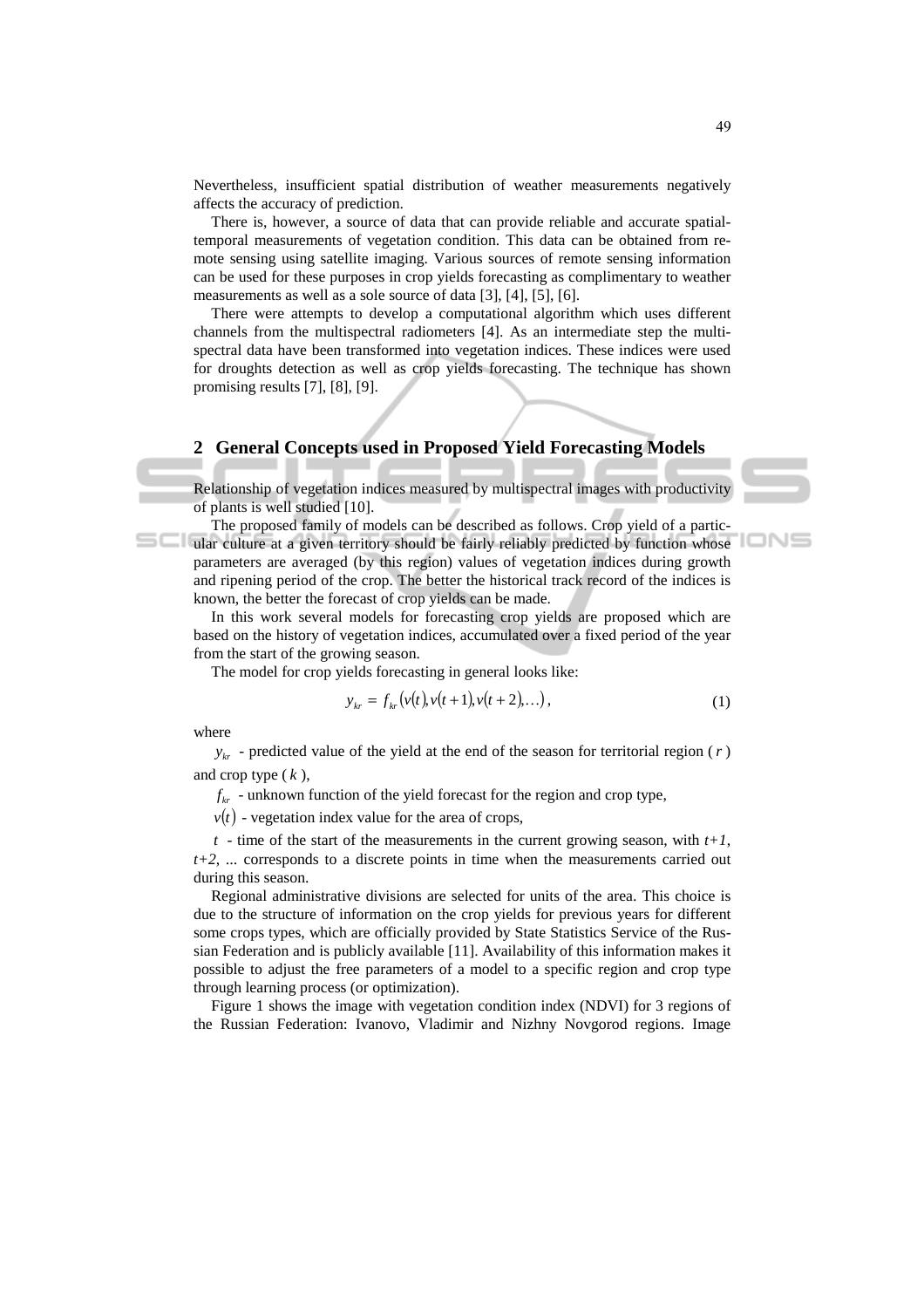Nevertheless, insufficient spatial distribution of weather measurements negatively affects the accuracy of prediction.

There is, however, a source of data that can provide reliable and accurate spatial-temporal measurements of vegetation condition. This data can be obtained from remote sensing using satellite imaging. Various sources of remote sensing information can be used for these purposes in crop yields forecasting as complimentary to weather measurements as well as a sole source of data [3], [4], [5], [6].

There were attempts to develop a computational algorithm which uses different channels from the multispectral radiometers [4]. As an intermediate step the multispectral data have been transformed into vegetation indices. These indices were used for droughts detection as well as crop yields forecasting. The technique has shown promising results [7], [8], [9].

## 2 General Concepts used in Proposed Yield Forecasting Models

Relationship of vegetation indices measured by multispectral images with productivity of plants is well studied [10].

The proposed family of models can be described as follows. Crop yield of a particular culture at a given territory should be fairly reliably predicted by function whose parameters are averaged (by this region) values of vegetation indices during growth and ripening period of the crop. The better the historical track record of the indices is known, the better the forecast of crop yields can be made.

In this work several models for forecasting crop yields are proposed which are based on the history of vegetation indices, accumulated over a fixed period of the year from the start of the growing season.

The model for crop yields forecasting in general looks like:

$$y_{kr} = f_{kr}\left(v(t), v(t+1), v(t+2), \ldots\right), \tag{1}$$

where

$y_{kr}$ - predicted value of the yield at the end of the season for territorial region ( $r$ ) and crop type ( $k$ ),

$f_{kr}$ - unknown function of the yield forecast for the region and crop type,

$v(t)$ - vegetation index value for the area of crops,

$t$ - time of the start of the measurements in the current growing season, with $t+1$, $t+2$, ... corresponds to a discrete points in time when the measurements carried out during this season.

Regional administrative divisions are selected for units of the area. This choice is due to the structure of information on the crop yields for previous years for different some crops types, which are officially provided by State Statistics Service of the Russian Federation and is publicly available [11]. Availability of this information makes it possible to adjust the free parameters of a model to a specific region and crop type through learning process (or optimization).

Figure 1 shows the image with vegetation condition index (NDVI) for 3 regions of the Russian Federation: Ivanovo, Vladimir and Nizhny Novgorod regions. Image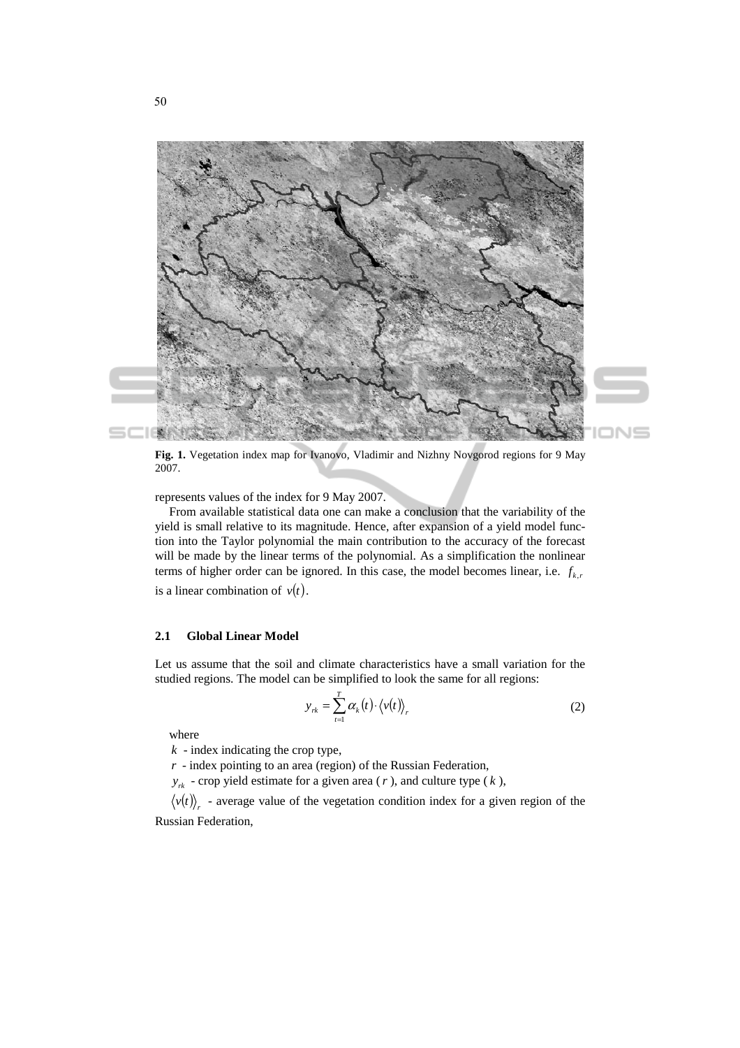**Fig. 1.** Vegetation index map for Ivanovo, Vladimir and Nizhny Novgorod regions for 9 May 2007.

represents values of the index for 9 May 2007.

From available statistical data one can make a conclusion that the variability of the yield is small relative to its magnitude. Hence, after expansion of a yield model function into the Taylor polynomial the main contribution to the accuracy of the forecast will be made by the linear terms of the polynomial. As a simplification the nonlinear terms of higher order can be ignored. In this case, the model becomes linear, i.e. $f_{k,r}$ is a linear combination of $v(t)$.

### 2.1 Global Linear Model

Let us assume that the soil and climate characteristics have a small variation for the studied regions. The model can be simplified to look the same for all regions:

$$y_{rk} = \sum_{t=1}^{T} \alpha_k(t) \cdot \langle v(t) \rangle_r \tag{2}$$

where

$k$ - index indicating the crop type,

$r$ - index pointing to an area (region) of the Russian Federation,

$y_{rk}$ - crop yield estimate for a given area ($r$), and culture type ($k$),

$\langle v(t) \rangle_r$ - average value of the vegetation condition index for a given region of the Russian Federation,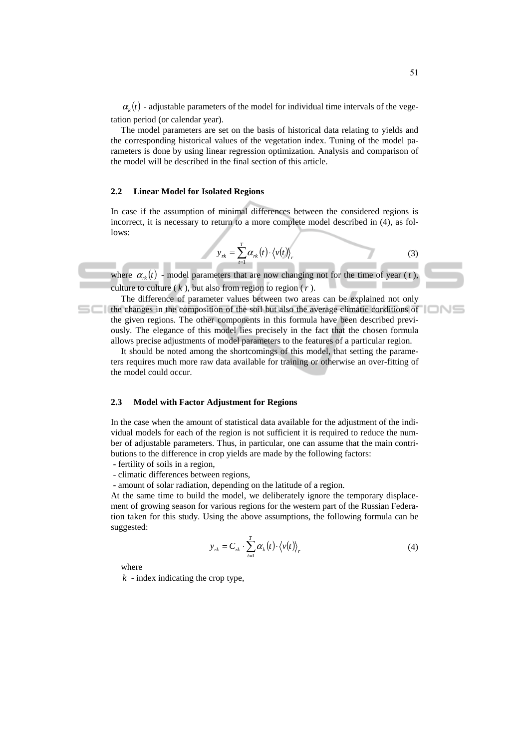$\alpha_k(t)$ - adjustable parameters of the model for individual time intervals of the vegetation period (or calendar year).

The model parameters are set on the basis of historical data relating to yields and the corresponding historical values of the vegetation index. Tuning of the model parameters is done by using linear regression optimization. Analysis and comparison of the model will be described in the final section of this article.

### 2.2 Linear Model for Isolated Regions

In case if the assumption of minimal differences between the considered regions is incorrect, it is necessary to return to a more complete model described in (4), as follows:

$$y_{rk} = \sum_{t=1}^{T} \alpha_{rk}(t) \cdot \langle v(t) \rangle_r \tag{3}$$

where $\alpha_{rk}(t)$ - model parameters that are now changing not for the time of year ($t$), culture to culture ($k$), but also from region to region ($r$).

The difference of parameter values between two areas can be explained not only the changes in the composition of the soil but also the average climatic conditions of the given regions. The other components in this formula have been described previously. The elegance of this model lies precisely in the fact that the chosen formula allows precise adjustments of model parameters to the features of a particular region.

It should be noted among the shortcomings of this model, that setting the parameters requires much more raw data available for training or otherwise an over-fitting of the model could occur.

### 2.3 Model with Factor Adjustment for Regions

In the case when the amount of statistical data available for the adjustment of the individual models for each of the region is not sufficient it is required to reduce the number of adjustable parameters. Thus, in particular, one can assume that the main contributions to the difference in crop yields are made by the following factors:

- fertility of soils in a region,
- climatic differences between regions,
- amount of solar radiation, depending on the latitude of a region.

At the same time to build the model, we deliberately ignore the temporary displacement of growing season for various regions for the western part of the Russian Federation taken for this study. Using the above assumptions, the following formula can be suggested:

$$y_{rk} = C_{rk} \cdot \sum_{t=1}^{T} \alpha_k(t) \cdot \langle v(t) \rangle_r \tag{4}$$

where

$k$ - index indicating the crop type,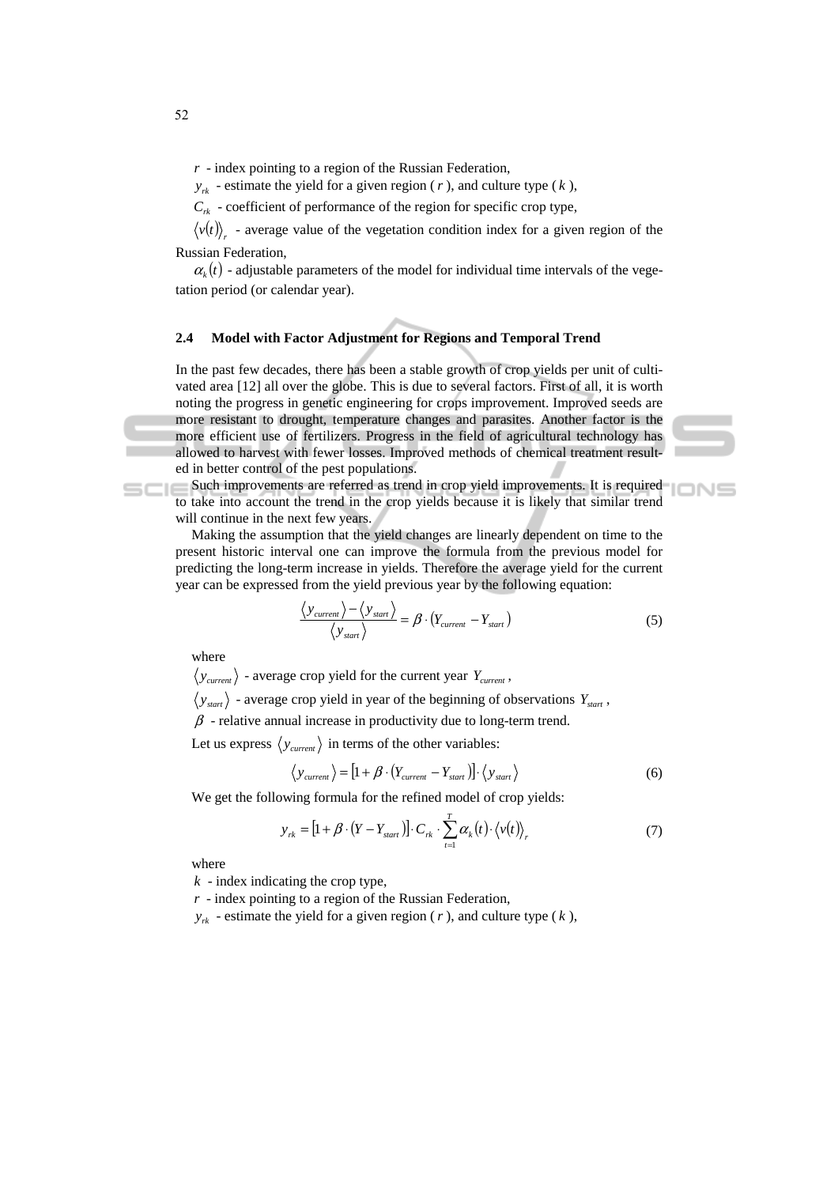$r$ - index pointing to a region of the Russian Federation,

$y_{rk}$ - estimate the yield for a given region ( $r$ ), and culture type ( $k$ ),

$C_{rk}$ - coefficient of performance of the region for specific crop type,

$\langle v(t)\rangle_r$ - average value of the vegetation condition index for a given region of the Russian Federation,

$\alpha_k(t)$ - adjustable parameters of the model for individual time intervals of the vegetation period (or calendar year).

### 2.4 Model with Factor Adjustment for Regions and Temporal Trend

In the past few decades, there has been a stable growth of crop yields per unit of cultivated area [12] all over the globe. This is due to several factors. First of all, it is worth noting the progress in genetic engineering for crops improvement. Improved seeds are more resistant to drought, temperature changes and parasites. Another factor is the more efficient use of fertilizers. Progress in the field of agricultural technology has allowed to harvest with fewer losses. Improved methods of chemical treatment resulted in better control of the pest populations.

Such improvements are referred as trend in crop yield improvements. It is required to take into account the trend in the crop yields because it is likely that similar trend will continue in the next few years.

Making the assumption that the yield changes are linearly dependent on time to the present historic interval one can improve the formula from the previous model for predicting the long-term increase in yields. Therefore the average yield for the current year can be expressed from the yield previous year by the following equation:

$$\frac{\langle y_{current}\rangle - \langle y_{start}\rangle}{\langle y_{start}\rangle} = \beta \cdot (Y_{current} - Y_{start}) \tag{5}$$

where

$\langle y_{current}\rangle$ - average crop yield for the current year $Y_{current}$,

$\langle y_{start}\rangle$ - average crop yield in year of the beginning of observations $Y_{start}$,

$\beta$ - relative annual increase in productivity due to long-term trend.

Let us express $\langle y_{current}\rangle$ in terms of the other variables:

$$\langle y_{current}\rangle = [1 + \beta \cdot (Y_{current} - Y_{start})] \cdot \langle y_{start}\rangle \tag{6}$$

We get the following formula for the refined model of crop yields:

$$y_{rk} = [1 + \beta \cdot (Y - Y_{start})] \cdot C_{rk} \cdot \sum_{t=1}^{T} \alpha_k(t) \cdot \langle v(t)\rangle_r \tag{7}$$

where

$k$ - index indicating the crop type,

$r$ - index pointing to a region of the Russian Federation,

$y_{rk}$ - estimate the yield for a given region ( $r$ ), and culture type ( $k$ ),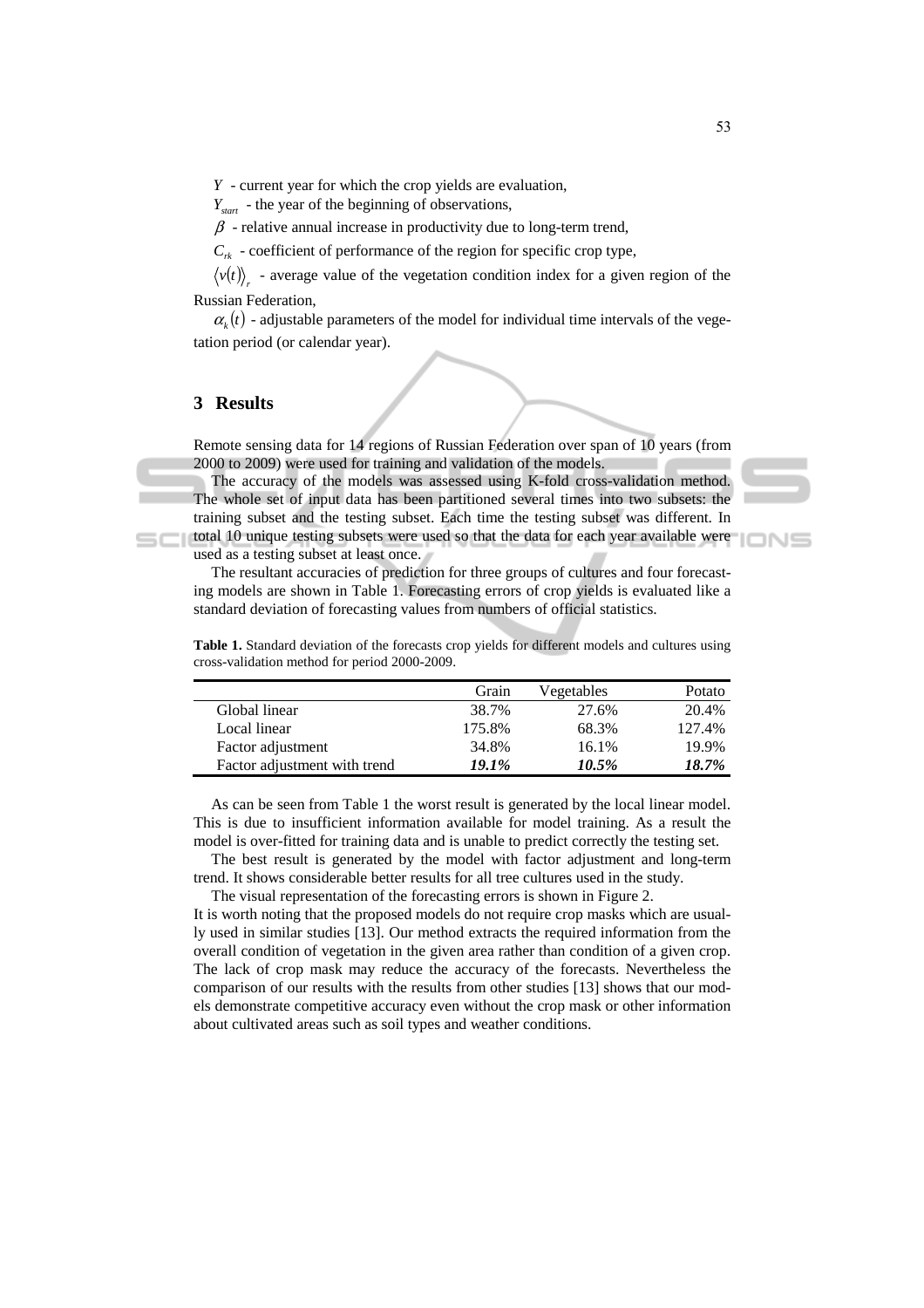$Y$ - current year for which the crop yields are evaluation,

$Y_{start}$ - the year of the beginning of observations,

$\beta$ - relative annual increase in productivity due to long-term trend,

$C_{rk}$ - coefficient of performance of the region for specific crop type,

$\langle v(t) \rangle_r$ - average value of the vegetation condition index for a given region of the Russian Federation,

$\alpha_k(t)$ - adjustable parameters of the model for individual time intervals of the vegetation period (or calendar year).

## 3 Results

Remote sensing data for 14 regions of Russian Federation over span of 10 years (from 2000 to 2009) were used for training and validation of the models.

The accuracy of the models was assessed using K-fold cross-validation method. The whole set of input data has been partitioned several times into two subsets: the training subset and the testing subset. Each time the testing subset was different. In total 10 unique testing subsets were used so that the data for each year available were used as a testing subset at least once.

The resultant accuracies of prediction for three groups of cultures and four forecasting models are shown in Table 1. Forecasting errors of crop yields is evaluated like a standard deviation of forecasting values from numbers of official statistics.

**Table 1.** Standard deviation of the forecasts crop yields for different models and cultures using cross-validation method for period 2000-2009.

| | Grain | Vegetables | Potato |
|---|---|---|---|
| Global linear | 38.7% | 27.6% | 20.4% |
| Local linear | 175.8% | 68.3% | 127.4% |
| Factor adjustment | 34.8% | 16.1% | 19.9% |
| Factor adjustment with trend | ***19.1%*** | ***10.5%*** | ***18.7%*** |

As can be seen from Table 1 the worst result is generated by the local linear model. This is due to insufficient information available for model training. As a result the model is over-fitted for training data and is unable to predict correctly the testing set.

The best result is generated by the model with factor adjustment and long-term trend. It shows considerable better results for all tree cultures used in the study.

The visual representation of the forecasting errors is shown in Figure 2.

It is worth noting that the proposed models do not require crop masks which are usually used in similar studies [13]. Our method extracts the required information from the overall condition of vegetation in the given area rather than condition of a given crop. The lack of crop mask may reduce the accuracy of the forecasts. Nevertheless the comparison of our results with the results from other studies [13] shows that our models demonstrate competitive accuracy even without the crop mask or other information about cultivated areas such as soil types and weather conditions.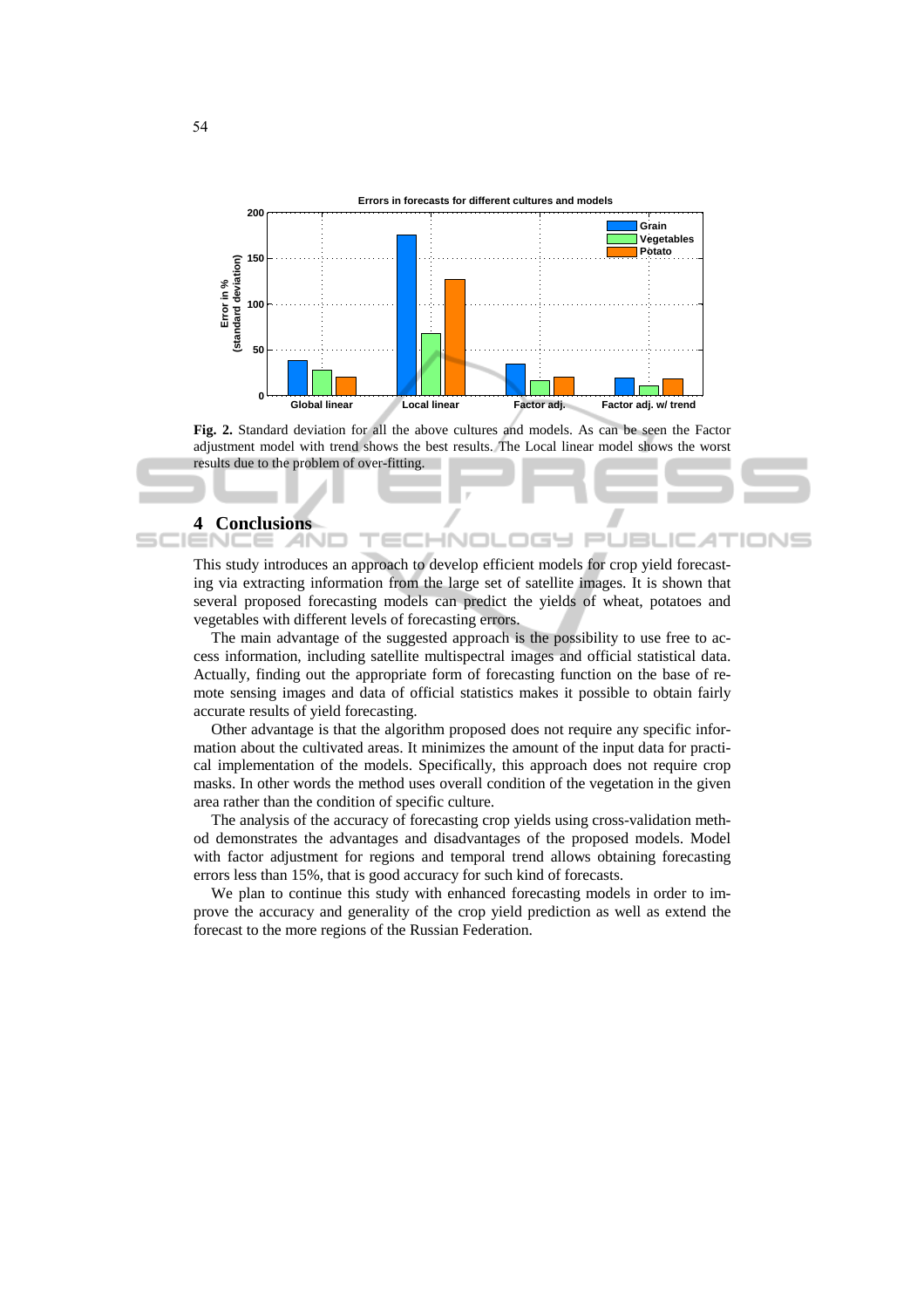Fig. 2. Standard deviation for all the above cultures and models. As can be seen the Factor adjustment model with trend shows the best results. The Local linear model shows the worst results due to the problem of over-fitting.

## 4 Conclusions

This study introduces an approach to develop efficient models for crop yield forecasting via extracting information from the large set of satellite images. It is shown that several proposed forecasting models can predict the yields of wheat, potatoes and vegetables with different levels of forecasting errors.

The main advantage of the suggested approach is the possibility to use free to access information, including satellite multispectral images and official statistical data. Actually, finding out the appropriate form of forecasting function on the base of remote sensing images and data of official statistics makes it possible to obtain fairly accurate results of yield forecasting.

Other advantage is that the algorithm proposed does not require any specific information about the cultivated areas. It minimizes the amount of the input data for practical implementation of the models. Specifically, this approach does not require crop masks. In other words the method uses overall condition of the vegetation in the given area rather than the condition of specific culture.

The analysis of the accuracy of forecasting crop yields using cross-validation method demonstrates the advantages and disadvantages of the proposed models. Model with factor adjustment for regions and temporal trend allows obtaining forecasting errors less than 15%, that is good accuracy for such kind of forecasts.

We plan to continue this study with enhanced forecasting models in order to improve the accuracy and generality of the crop yield prediction as well as extend the forecast to the more regions of the Russian Federation.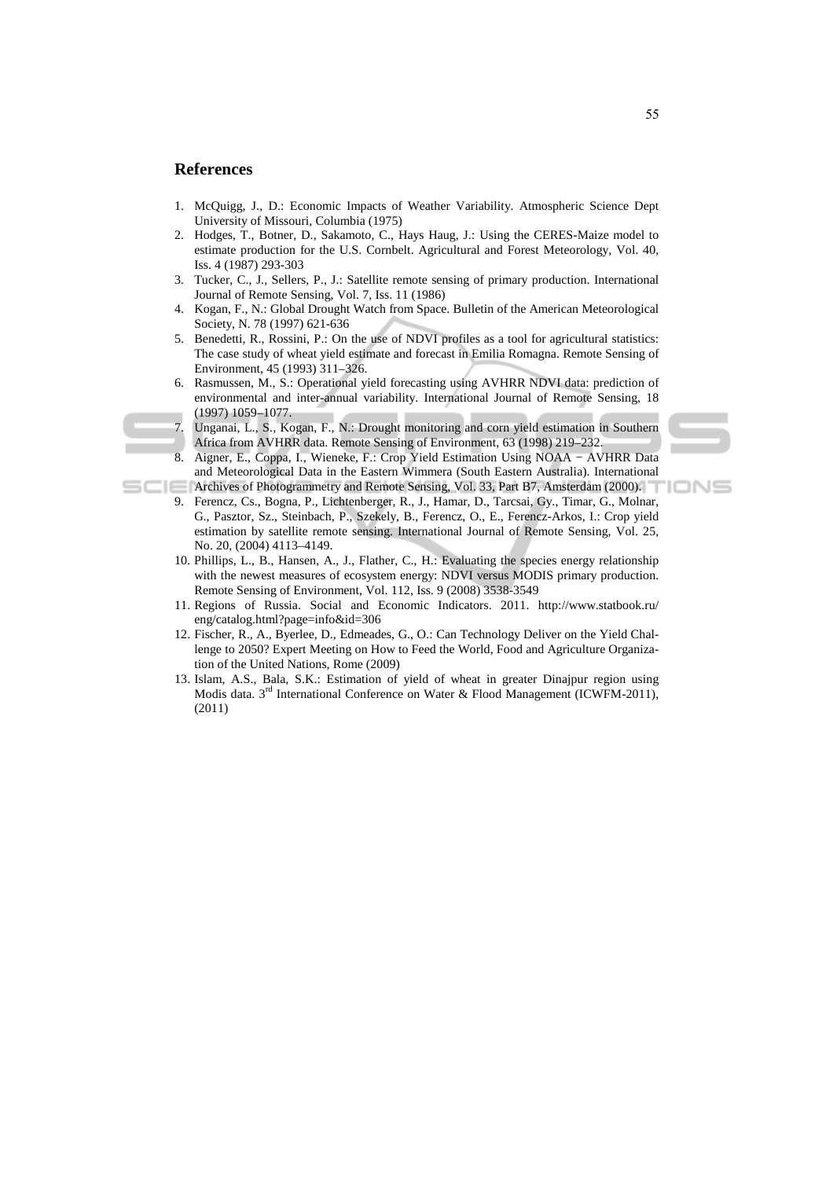## References

1. McQuigg, J., D.: Economic Impacts of Weather Variability. Atmospheric Science Dept University of Missouri, Columbia (1975)
2. Hodges, T., Botner, D., Sakamoto, C., Hays Haug, J.: Using the CERES-Maize model to estimate production for the U.S. Cornbelt. Agricultural and Forest Meteorology, Vol. 40, Iss. 4 (1987) 293-303
3. Tucker, C., J., Sellers, P., J.: Satellite remote sensing of primary production. International Journal of Remote Sensing, Vol. 7, Iss. 11 (1986)
4. Kogan, F., N.: Global Drought Watch from Space. Bulletin of the American Meteorological Society, N. 78 (1997) 621-636
5. Benedetti, R., Rossini, P.: On the use of NDVI profiles as a tool for agricultural statistics: The case study of wheat yield estimate and forecast in Emilia Romagna. Remote Sensing of Environment, 45 (1993) 311–326.
6. Rasmussen, M., S.: Operational yield forecasting using AVHRR NDVI data: prediction of environmental and inter-annual variability. International Journal of Remote Sensing, 18 (1997) 1059–1077.
7. Unganai, L., S., Kogan, F., N.: Drought monitoring and corn yield estimation in Southern Africa from AVHRR data. Remote Sensing of Environment, 63 (1998) 219–232.
8. Aigner, E., Coppa, I., Wieneke, F.: Crop Yield Estimation Using NOAA − AVHRR Data and Meteorological Data in the Eastern Wimmera (South Eastern Australia). International Archives of Photogrammetry and Remote Sensing, Vol. 33, Part B7, Amsterdam (2000).
9. Ferencz, Cs., Bogna, P., Lichtenberger, R., J., Hamar, D., Tarcsai, Gy., Timar, G., Molnar, G., Pasztor, Sz., Steinbach, P., Szekely, B., Ferencz, O., E., Ferencz-Arkos, I.: Crop yield estimation by satellite remote sensing. International Journal of Remote Sensing, Vol. 25, No. 20, (2004) 4113–4149.
10. Phillips, L., B., Hansen, A., J., Flather, C., H.: Evaluating the species energy relationship with the newest measures of ecosystem energy: NDVI versus MODIS primary production. Remote Sensing of Environment, Vol. 112, Iss. 9 (2008) 3538-3549
11. Regions of Russia. Social and Economic Indicators. 2011. http://www.statbook.ru/eng/catalog.html?page=info&id=306
12. Fischer, R., A., Byerlee, D., Edmeades, G., O.: Can Technology Deliver on the Yield Challenge to 2050? Expert Meeting on How to Feed the World, Food and Agriculture Organization of the United Nations, Rome (2009)
13. Islam, A.S., Bala, S.K.: Estimation of yield of wheat in greater Dinajpur region using Modis data. 3rd International Conference on Water & Flood Management (ICWFM-2011), (2011)